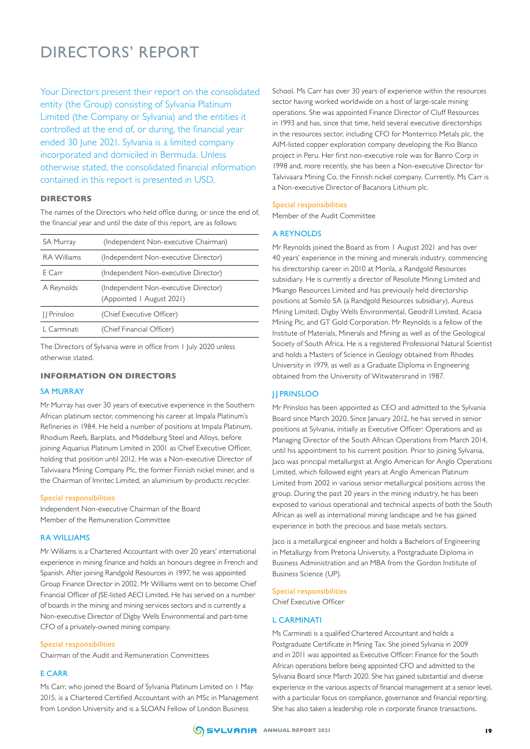# DIRECTORS' REPORT

Your Directors present their report on the consolidated entity (the Group) consisting of Sylvania Platinum Limited (the Company or Sylvania) and the entities it controlled at the end of, or during, the financial year ended 30 June 2021. Sylvania is a limited company incorporated and domiciled in Bermuda. Unless otherwise stated, the consolidated financial information contained in this report is presented in USD.

## DIRECTORS

The names of the Directors who held office during, or since the end of, the financial year and until the date of this report, are as follows:

| | |
|---|---|
| SA Murray | (Independent Non-executive Chairman) |
| RA Williams | (Independent Non-executive Director) |
| E Carr | (Independent Non-executive Director) |
| A Reynolds | (Independent Non-executive Director) (Appointed 1 August 2021) |
| JJ Prinsloo | (Chief Executive Officer) |
| L Carminati | (Chief Financial Officer) |

The Directors of Sylvania were in office from 1 July 2020 unless otherwise stated.

## INFORMATION ON DIRECTORS

### SA MURRAY

Mr Murray has over 30 years of executive experience in the Southern African platinum sector, commencing his career at Impala Platinum's Refineries in 1984. He held a number of positions at Impala Platinum, Rhodium Reefs, Barplats, and Middelburg Steel and Alloys, before joining Aquarius Platinum Limited in 2001 as Chief Executive Officer, holding that position until 2012. He was a Non-executive Director of Talvivaara Mining Company Plc, the former Finnish nickel miner, and is the Chairman of Imritec Limited, an aluminium by-products recycler.

**Special responsibilities**

Independent Non-executive Chairman of the Board
Member of the Remuneration Committee

### RA WILLIAMS

Mr Williams is a Chartered Accountant with over 20 years' international experience in mining finance and holds an honours degree in French and Spanish. After joining Randgold Resources in 1997, he was appointed Group Finance Director in 2002. Mr Williams went on to become Chief Financial Officer of JSE-listed AECI Limited. He has served on a number of boards in the mining and mining services sectors and is currently a Non-executive Director of Digby Wells Environmental and part-time CFO of a privately-owned mining company.

**Special responsibilities**

Chairman of the Audit and Remuneration Committees

### E CARR

Ms Carr, who joined the Board of Sylvania Platinum Limited on 1 May 2015, is a Chartered Certified Accountant with an MSc in Management from London University and is a SLOAN Fellow of London Business School. Ms Carr has over 30 years of experience within the resources sector having worked worldwide on a host of large-scale mining operations. She was appointed Finance Director of Cluff Resources in 1993 and has, since that time, held several executive directorships in the resources sector, including CFO for Monterrico Metals plc, the AIM-listed copper exploration company developing the Rio Blanco project in Peru. Her first non-executive role was for Banro Corp in 1998 and, more recently, she has been a Non-executive Director for Talvivaara Mining Co, the Finnish nickel company. Currently, Ms Carr is a Non-executive Director of Bacanora Lithium plc.

**Special responsibilities**

Member of the Audit Committee

### A REYNOLDS

Mr Reynolds joined the Board as from 1 August 2021 and has over 40 years' experience in the mining and minerals industry, commencing his directorship career in 2010 at Morila, a Randgold Resources subsidiary. He is currently a director of Resolute Mining Limited and Mkango Resources Limited and has previously held directorship positions at Somilo SA (a Randgold Resources subsidiary), Aureus Mining Limited, Digby Wells Environmental, Geodrill Limited, Acacia Mining Plc, and GT Gold Corporation. Mr Reynolds is a fellow of the Institute of Materials, Minerals and Mining as well as of the Geological Society of South Africa. He is a registered Professional Natural Scientist and holds a Masters of Science in Geology obtained from Rhodes University in 1979, as well as a Graduate Diploma in Engineering obtained from the University of Witwatersrand in 1987.

### JJ PRINSLOO

Mr Prinsloo has been appointed as CEO and admitted to the Sylvania Board since March 2020. Since January 2012, he has served in senior positions at Sylvania, initially as Executive Officer: Operations and as Managing Director of the South African Operations from March 2014, until his appointment to his current position. Prior to joining Sylvania, Jaco was principal metallurgist at Anglo American for Anglo Operations Limited, which followed eight years at Anglo American Platinum Limited from 2002 in various senior metallurgical positions across the group. During the past 20 years in the mining industry, he has been exposed to various operational and technical aspects of both the South African as well as international mining landscape and he has gained experience in both the precious and base metals sectors.

Jaco is a metallurgical engineer and holds a Bachelors of Engineering in Metallurgy from Pretoria University, a Postgraduate Diploma in Business Administration and an MBA from the Gordon Institute of Business Science (UP).

**Special responsibilities**

Chief Executive Officer

### L CARMINATI

Ms Carminati is a qualified Chartered Accountant and holds a Postgraduate Certificate in Mining Tax. She joined Sylvania in 2009 and in 2011 was appointed as Executive Officer: Finance for the South African operations before being appointed CFO and admitted to the Sylvania Board since March 2020. She has gained substantial and diverse experience in the various aspects of financial management at a senior level, with a particular focus on compliance, governance and financial reporting. She has also taken a leadership role in corporate finance transactions.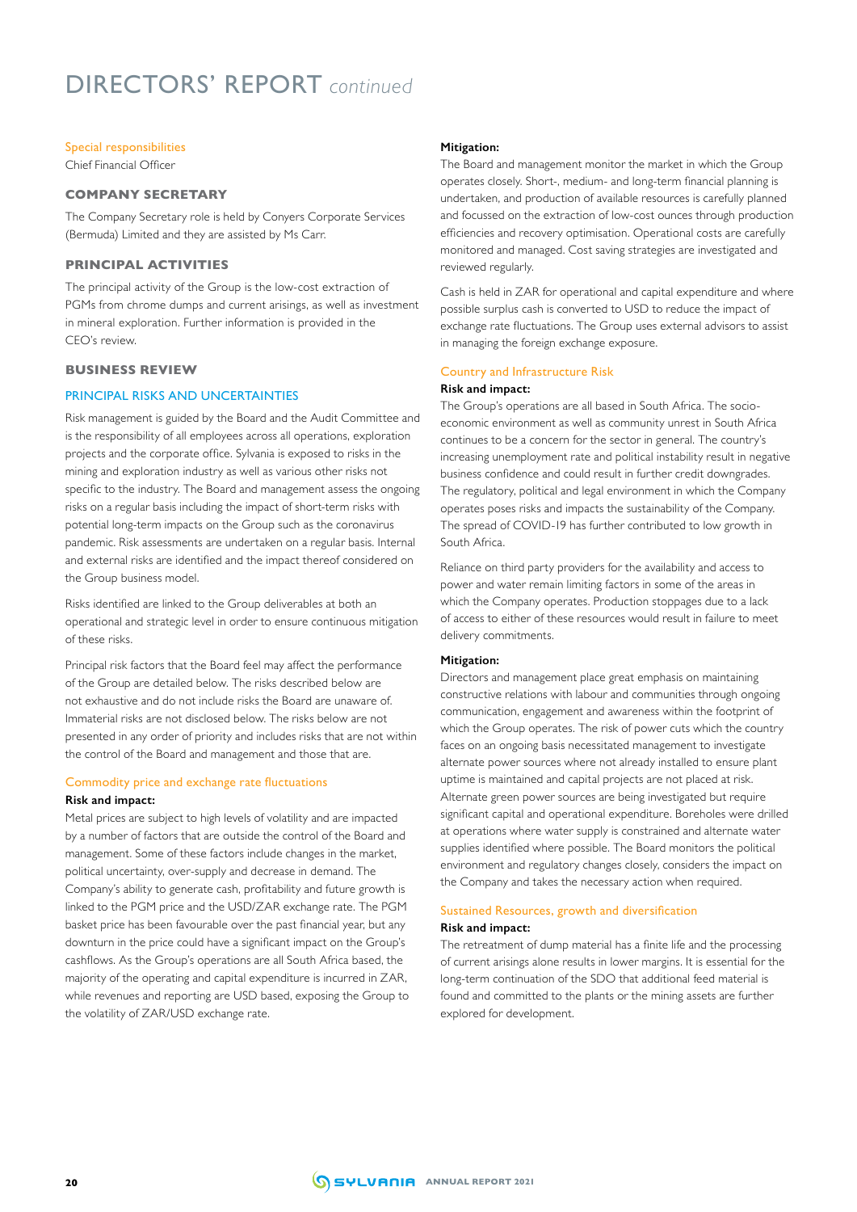# DIRECTORS' REPORT *continued*

Special responsibilities

Chief Financial Officer

### COMPANY SECRETARY

The Company Secretary role is held by Conyers Corporate Services (Bermuda) Limited and they are assisted by Ms Carr.

### PRINCIPAL ACTIVITIES

The principal activity of the Group is the low-cost extraction of PGMs from chrome dumps and current arisings, as well as investment in mineral exploration. Further information is provided in the CEO's review.

### BUSINESS REVIEW

#### PRINCIPAL RISKS AND UNCERTAINTIES

Risk management is guided by the Board and the Audit Committee and is the responsibility of all employees across all operations, exploration projects and the corporate office. Sylvania is exposed to risks in the mining and exploration industry as well as various other risks not specific to the industry. The Board and management assess the ongoing risks on a regular basis including the impact of short-term risks with potential long-term impacts on the Group such as the coronavirus pandemic. Risk assessments are undertaken on a regular basis. Internal and external risks are identified and the impact thereof considered on the Group business model.

Risks identified are linked to the Group deliverables at both an operational and strategic level in order to ensure continuous mitigation of these risks.

Principal risk factors that the Board feel may affect the performance of the Group are detailed below. The risks described below are not exhaustive and do not include risks the Board are unaware of. Immaterial risks are not disclosed below. The risks below are not presented in any order of priority and includes risks that are not within the control of the Board and management and those that are.

##### Commodity price and exchange rate fluctuations

**Risk and impact:**

Metal prices are subject to high levels of volatility and are impacted by a number of factors that are outside the control of the Board and management. Some of these factors include changes in the market, political uncertainty, over-supply and decrease in demand. The Company's ability to generate cash, profitability and future growth is linked to the PGM price and the USD/ZAR exchange rate. The PGM basket price has been favourable over the past financial year, but any downturn in the price could have a significant impact on the Group's cashflows. As the Group's operations are all South Africa based, the majority of the operating and capital expenditure is incurred in ZAR, while revenues and reporting are USD based, exposing the Group to the volatility of ZAR/USD exchange rate.

**Mitigation:**

The Board and management monitor the market in which the Group operates closely. Short-, medium- and long-term financial planning is undertaken, and production of available resources is carefully planned and focussed on the extraction of low-cost ounces through production efficiencies and recovery optimisation. Operational costs are carefully monitored and managed. Cost saving strategies are investigated and reviewed regularly.

Cash is held in ZAR for operational and capital expenditure and where possible surplus cash is converted to USD to reduce the impact of exchange rate fluctuations. The Group uses external advisors to assist in managing the foreign exchange exposure.

##### Country and Infrastructure Risk

**Risk and impact:**

The Group's operations are all based in South Africa. The socio-economic environment as well as community unrest in South Africa continues to be a concern for the sector in general. The country's increasing unemployment rate and political instability result in negative business confidence and could result in further credit downgrades. The regulatory, political and legal environment in which the Company operates poses risks and impacts the sustainability of the Company. The spread of COVID-19 has further contributed to low growth in South Africa.

Reliance on third party providers for the availability and access to power and water remain limiting factors in some of the areas in which the Company operates. Production stoppages due to a lack of access to either of these resources would result in failure to meet delivery commitments.

**Mitigation:**

Directors and management place great emphasis on maintaining constructive relations with labour and communities through ongoing communication, engagement and awareness within the footprint of which the Group operates. The risk of power cuts which the country faces on an ongoing basis necessitated management to investigate alternate power sources where not already installed to ensure plant uptime is maintained and capital projects are not placed at risk. Alternate green power sources are being investigated but require significant capital and operational expenditure. Boreholes were drilled at operations where water supply is constrained and alternate water supplies identified where possible. The Board monitors the political environment and regulatory changes closely, considers the impact on the Company and takes the necessary action when required.

##### Sustained Resources, growth and diversification

**Risk and impact:**

The retreatment of dump material has a finite life and the processing of current arisings alone results in lower margins. It is essential for the long-term continuation of the SDO that additional feed material is found and committed to the plants or the mining assets are further explored for development.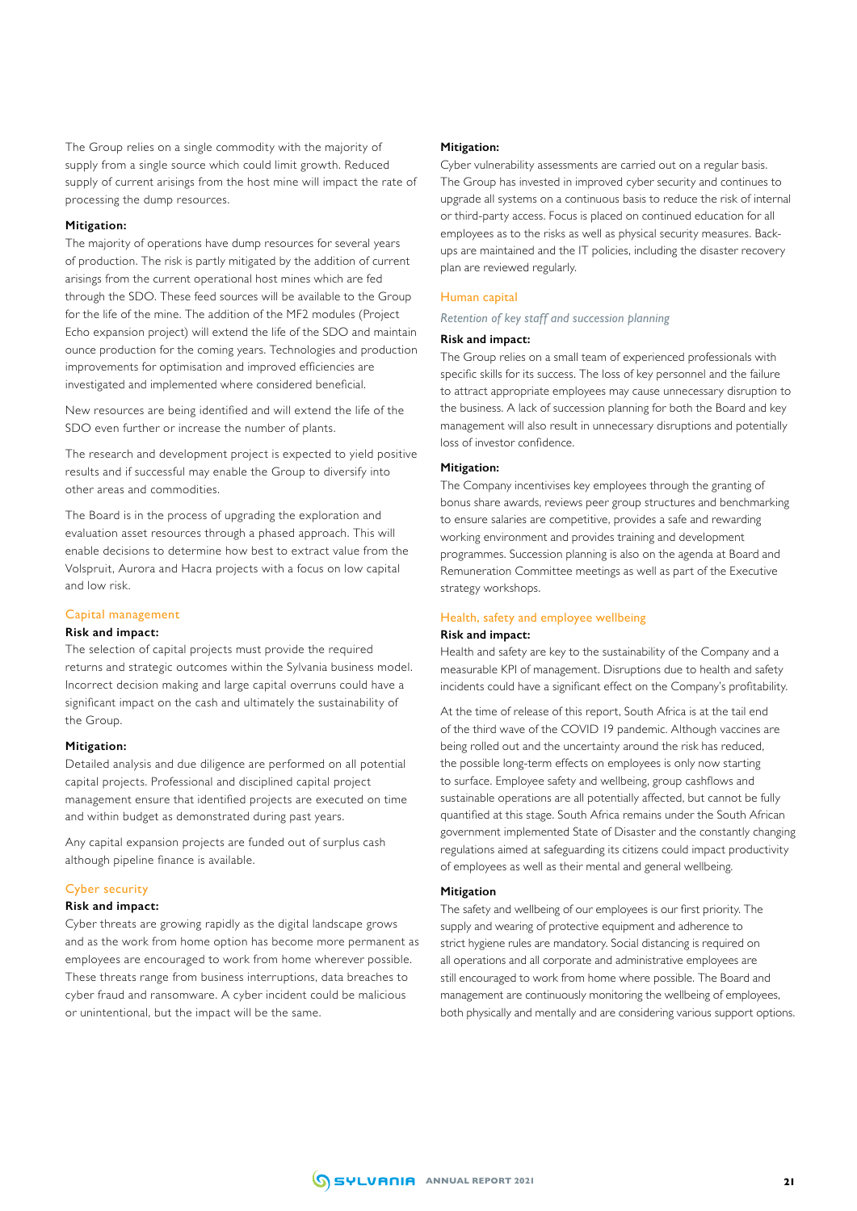The Group relies on a single commodity with the majority of supply from a single source which could limit growth. Reduced supply of current arisings from the host mine will impact the rate of processing the dump resources.

**Mitigation:**

The majority of operations have dump resources for several years of production. The risk is partly mitigated by the addition of current arisings from the current operational host mines which are fed through the SDO. These feed sources will be available to the Group for the life of the mine. The addition of the MF2 modules (Project Echo expansion project) will extend the life of the SDO and maintain ounce production for the coming years. Technologies and production improvements for optimisation and improved efficiencies are investigated and implemented where considered beneficial.

New resources are being identified and will extend the life of the SDO even further or increase the number of plants.

The research and development project is expected to yield positive results and if successful may enable the Group to diversify into other areas and commodities.

The Board is in the process of upgrading the exploration and evaluation asset resources through a phased approach. This will enable decisions to determine how best to extract value from the Volspruit, Aurora and Hacra projects with a focus on low capital and low risk.

## Capital management

**Risk and impact:**

The selection of capital projects must provide the required returns and strategic outcomes within the Sylvania business model. Incorrect decision making and large capital overruns could have a significant impact on the cash and ultimately the sustainability of the Group.

**Mitigation:**

Detailed analysis and due diligence are performed on all potential capital projects. Professional and disciplined capital project management ensure that identified projects are executed on time and within budget as demonstrated during past years.

Any capital expansion projects are funded out of surplus cash although pipeline finance is available.

## Cyber security

**Risk and impact:**

Cyber threats are growing rapidly as the digital landscape grows and as the work from home option has become more permanent as employees are encouraged to work from home wherever possible. These threats range from business interruptions, data breaches to cyber fraud and ransomware. A cyber incident could be malicious or unintentional, but the impact will be the same.

**Mitigation:**

Cyber vulnerability assessments are carried out on a regular basis. The Group has invested in improved cyber security and continues to upgrade all systems on a continuous basis to reduce the risk of internal or third-party access. Focus is placed on continued education for all employees as to the risks as well as physical security measures. Back-ups are maintained and the IT policies, including the disaster recovery plan are reviewed regularly.

## Human capital

*Retention of key staff and succession planning*

**Risk and impact:**

The Group relies on a small team of experienced professionals with specific skills for its success. The loss of key personnel and the failure to attract appropriate employees may cause unnecessary disruption to the business. A lack of succession planning for both the Board and key management will also result in unnecessary disruptions and potentially loss of investor confidence.

**Mitigation:**

The Company incentivises key employees through the granting of bonus share awards, reviews peer group structures and benchmarking to ensure salaries are competitive, provides a safe and rewarding working environment and provides training and development programmes. Succession planning is also on the agenda at Board and Remuneration Committee meetings as well as part of the Executive strategy workshops.

## Health, safety and employee wellbeing

**Risk and impact:**

Health and safety are key to the sustainability of the Company and a measurable KPI of management. Disruptions due to health and safety incidents could have a significant effect on the Company's profitability.

At the time of release of this report, South Africa is at the tail end of the third wave of the COVID 19 pandemic. Although vaccines are being rolled out and the uncertainty around the risk has reduced, the possible long-term effects on employees is only now starting to surface. Employee safety and wellbeing, group cashflows and sustainable operations are all potentially affected, but cannot be fully quantified at this stage. South Africa remains under the South African government implemented State of Disaster and the constantly changing regulations aimed at safeguarding its citizens could impact productivity of employees as well as their mental and general wellbeing.

**Mitigation**

The safety and wellbeing of our employees is our first priority. The supply and wearing of protective equipment and adherence to strict hygiene rules are mandatory. Social distancing is required on all operations and all corporate and administrative employees are still encouraged to work from home where possible. The Board and management are continuously monitoring the wellbeing of employees, both physically and mentally and are considering various support options.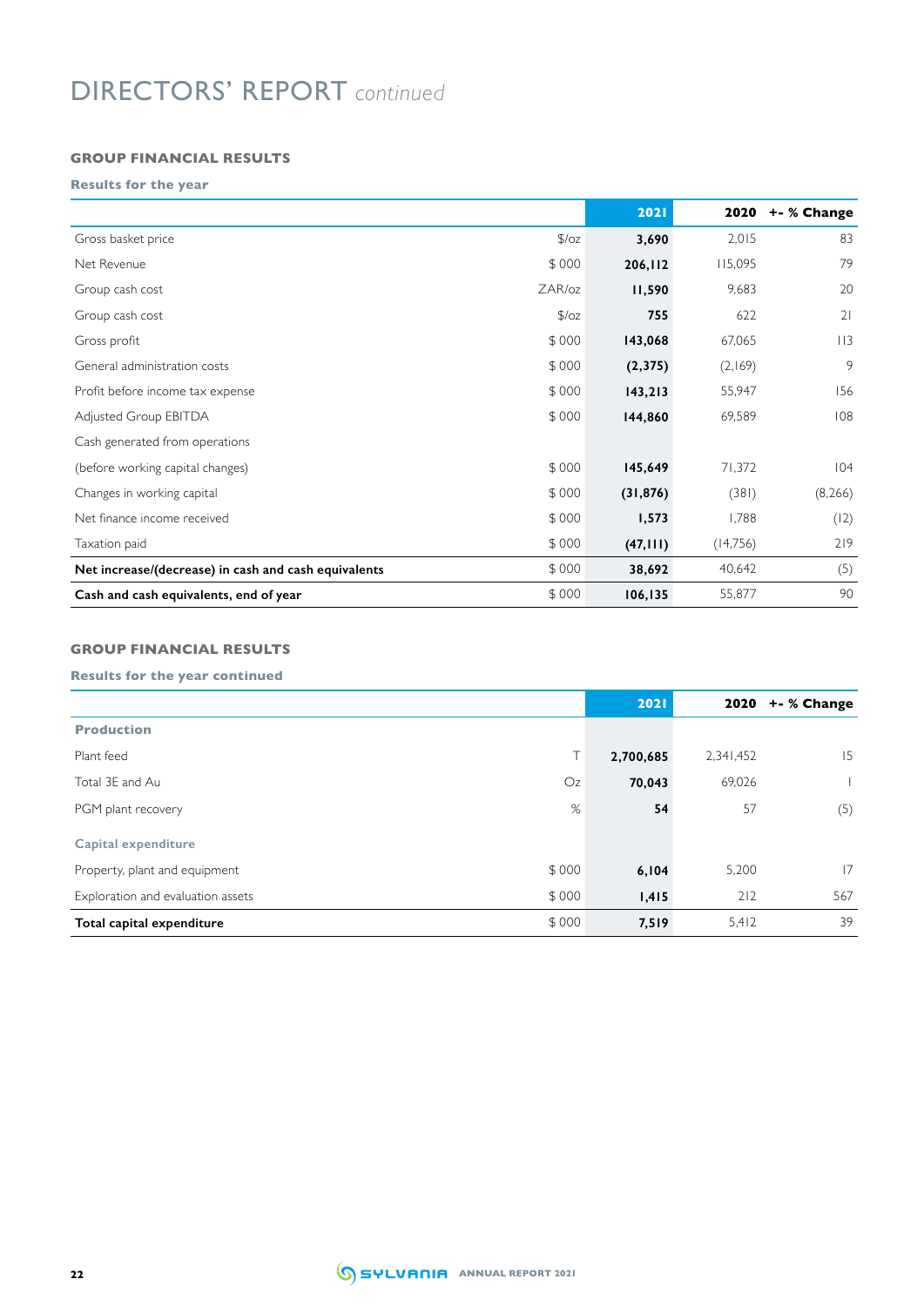# DIRECTORS' REPORT *continued*

## GROUP FINANCIAL RESULTS

### Results for the year

| | | 2021 | 2020 | +- % Change |
|---|---|---|---|---|
| Gross basket price | $/oz | **3,690** | 2,015 | 83 |
| Net Revenue | $ 000 | **206,112** | 115,095 | 79 |
| Group cash cost | ZAR/oz | **11,590** | 9,683 | 20 |
| Group cash cost | $/oz | **755** | 622 | 21 |
| Gross profit | $ 000 | **143,068** | 67,065 | 113 |
| General administration costs | $ 000 | **(2,375)** | (2,169) | 9 |
| Profit before income tax expense | $ 000 | **143,213** | 55,947 | 156 |
| Adjusted Group EBITDA | $ 000 | **144,860** | 69,589 | 108 |
| Cash generated from operations (before working capital changes) | $ 000 | **145,649** | 71,372 | 104 |
| Changes in working capital | $ 000 | **(31,876)** | (381) | (8,266) |
| Net finance income received | $ 000 | **1,573** | 1,788 | (12) |
| Taxation paid | $ 000 | **(47,111)** | (14,756) | 219 |
| **Net increase/(decrease) in cash and cash equivalents** | $ 000 | **38,692** | 40,642 | (5) |
| **Cash and cash equivalents, end of year** | $ 000 | **106,135** | 55,877 | 90 |

## GROUP FINANCIAL RESULTS

### Results for the year continued

| | | 2021 | 2020 | +- % Change |
|---|---|---|---|---|
| **Production** | | | | |
| Plant feed | T | **2,700,685** | 2,341,452 | 15 |
| Total 3E and Au | Oz | **70,043** | 69,026 | 1 |
| PGM plant recovery | % | **54** | 57 | (5) |
| **Capital expenditure** | | | | |
| Property, plant and equipment | $ 000 | **6,104** | 5,200 | 17 |
| Exploration and evaluation assets | $ 000 | **1,415** | 212 | 567 |
| **Total capital expenditure** | $ 000 | **7,519** | 5,412 | 39 |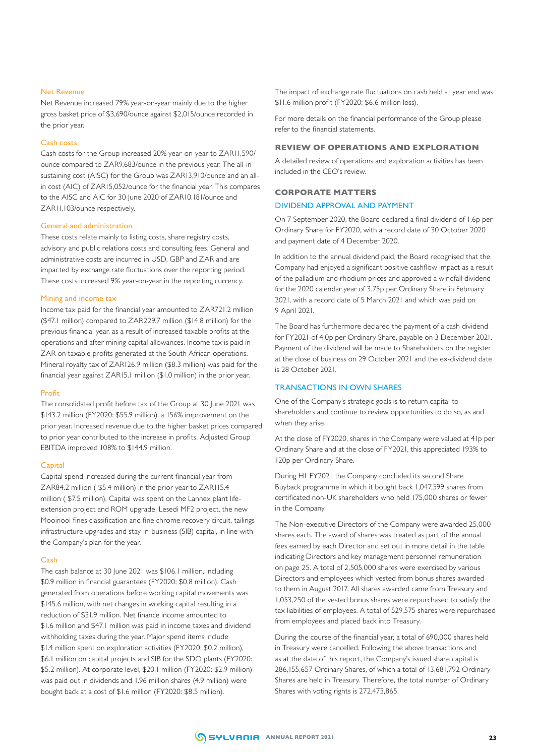### Net Revenue

Net Revenue increased 79% year-on-year mainly due to the higher gross basket price of $3,690/ounce against $2,015/ounce recorded in the prior year.

### Cash costs

Cash costs for the Group increased 20% year-on-year to ZAR11,590/ounce compared to ZAR9,683/ounce in the previous year. The all-in sustaining cost (AISC) for the Group was ZAR13,910/ounce and an all-in cost (AIC) of ZAR15,052/ounce for the financial year. This compares to the AISC and AIC for 30 June 2020 of ZAR10,181/ounce and ZAR11,103/ounce respectively.

### General and administration

These costs relate mainly to listing costs, share registry costs, advisory and public relations costs and consulting fees. General and administrative costs are incurred in USD, GBP and ZAR and are impacted by exchange rate fluctuations over the reporting period. These costs increased 9% year-on-year in the reporting currency.

### Mining and income tax

Income tax paid for the financial year amounted to ZAR721.2 million ($47.1 million) compared to ZAR229.7 million ($14.8 million) for the previous financial year, as a result of increased taxable profits at the operations and after mining capital allowances. Income tax is paid in ZAR on taxable profits generated at the South African operations. Mineral royalty tax of ZAR126.9 million ($8.3 million) was paid for the financial year against ZAR15.1 million ($1.0 million) in the prior year.

### Profit

The consolidated profit before tax of the Group at 30 June 2021 was $143.2 million (FY2020: $55.9 million), a 156% improvement on the prior year. Increased revenue due to the higher basket prices compared to prior year contributed to the increase in profits. Adjusted Group EBITDA improved 108% to $144.9 million.

### Capital

Capital spend increased during the current financial year from ZAR84.2 million ( $5.4 million) in the prior year to ZAR115.4 million ( $7.5 million). Capital was spent on the Lannex plant life-extension project and ROM upgrade, Lesedi MF2 project, the new Mooinooi fines classification and fine chrome recovery circuit, tailings infrastructure upgrades and stay-in-business (SIB) capital, in line with the Company's plan for the year.

### Cash

The cash balance at 30 June 2021 was $106.1 million, including $0.9 million in financial guarantees (FY2020: $0.8 million). Cash generated from operations before working capital movements was $145.6 million, with net changes in working capital resulting in a reduction of $31.9 million. Net finance income amounted to $1.6 million and $47.1 million was paid in income taxes and dividend withholding taxes during the year. Major spend items include $1.4 million spent on exploration activities (FY2020: $0.2 million), $6.1 million on capital projects and SIB for the SDO plants (FY2020: $5.2 million). At corporate level, $20.1 million (FY2020: $2.9 million) was paid out in dividends and 1.96 million shares (4.9 million) were bought back at a cost of $1.6 million (FY2020: $8.5 million).

The impact of exchange rate fluctuations on cash held at year end was $11.6 million profit (FY2020: $6.6 million loss).

For more details on the financial performance of the Group please refer to the financial statements.

## REVIEW OF OPERATIONS AND EXPLORATION

A detailed review of operations and exploration activities has been included in the CEO's review.

## CORPORATE MATTERS

### DIVIDEND APPROVAL AND PAYMENT

On 7 September 2020, the Board declared a final dividend of 1.6p per Ordinary Share for FY2020, with a record date of 30 October 2020 and payment date of 4 December 2020.

In addition to the annual dividend paid, the Board recognised that the Company had enjoyed a significant positive cashflow impact as a result of the palladium and rhodium prices and approved a windfall dividend for the 2020 calendar year of 3.75p per Ordinary Share in February 2021, with a record date of 5 March 2021 and which was paid on 9 April 2021.

The Board has furthermore declared the payment of a cash dividend for FY2021 of 4.0p per Ordinary Share, payable on 3 December 2021. Payment of the dividend will be made to Shareholders on the register at the close of business on 29 October 2021 and the ex-dividend date is 28 October 2021.

### TRANSACTIONS IN OWN SHARES

One of the Company's strategic goals is to return capital to shareholders and continue to review opportunities to do so, as and when they arise.

At the close of FY2020, shares in the Company were valued at 41p per Ordinary Share and at the close of FY2021, this appreciated 193% to 120p per Ordinary Share.

During H1 FY2021 the Company concluded its second Share Buyback programme in which it bought back 1,047,599 shares from certificated non-UK shareholders who held 175,000 shares or fewer in the Company.

The Non-executive Directors of the Company were awarded 25,000 shares each. The award of shares was treated as part of the annual fees earned by each Director and set out in more detail in the table indicating Directors and key management personnel remuneration on page 25. A total of 2,505,000 shares were exercised by various Directors and employees which vested from bonus shares awarded to them in August 2017. All shares awarded came from Treasury and 1,053,250 of the vested bonus shares were repurchased to satisfy the tax liabilities of employees. A total of 529,575 shares were repurchased from employees and placed back into Treasury.

During the course of the financial year, a total of 690,000 shares held in Treasury were cancelled. Following the above transactions and as at the date of this report, the Company's issued share capital is 286,155,657 Ordinary Shares, of which a total of 13,681,792 Ordinary Shares are held in Treasury. Therefore, the total number of Ordinary Shares with voting rights is 272,473,865.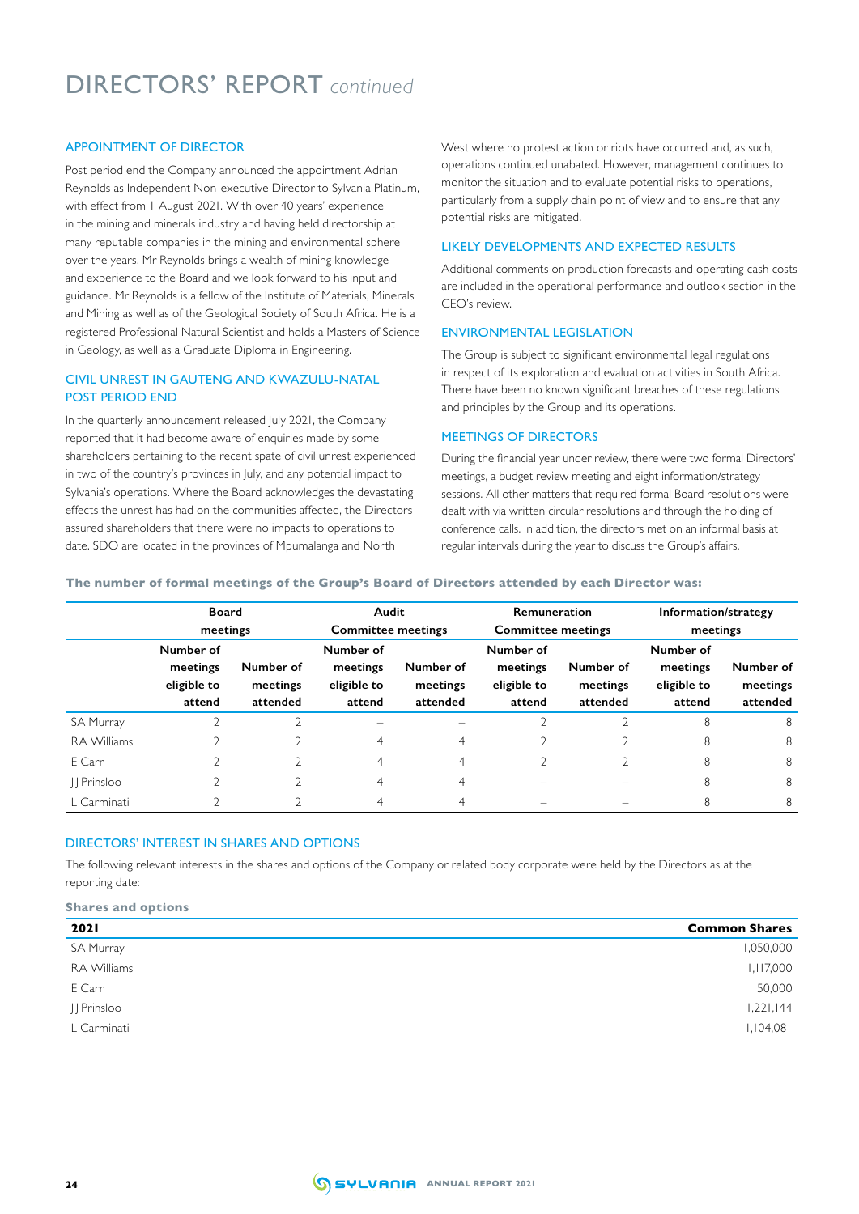# DIRECTORS' REPORT *continued*

## APPOINTMENT OF DIRECTOR

Post period end the Company announced the appointment Adrian Reynolds as Independent Non-executive Director to Sylvania Platinum, with effect from 1 August 2021. With over 40 years' experience in the mining and minerals industry and having held directorship at many reputable companies in the mining and environmental sphere over the years, Mr Reynolds brings a wealth of mining knowledge and experience to the Board and we look forward to his input and guidance. Mr Reynolds is a fellow of the Institute of Materials, Minerals and Mining as well as of the Geological Society of South Africa. He is a registered Professional Natural Scientist and holds a Masters of Science in Geology, as well as a Graduate Diploma in Engineering.

## CIVIL UNREST IN GAUTENG AND KWAZULU-NATAL POST PERIOD END

In the quarterly announcement released July 2021, the Company reported that it had become aware of enquiries made by some shareholders pertaining to the recent spate of civil unrest experienced in two of the country's provinces in July, and any potential impact to Sylvania's operations. Where the Board acknowledges the devastating effects the unrest has had on the communities affected, the Directors assured shareholders that there were no impacts to operations to date. SDO are located in the provinces of Mpumalanga and North West where no protest action or riots have occurred and, as such, operations continued unabated. However, management continues to monitor the situation and to evaluate potential risks to operations, particularly from a supply chain point of view and to ensure that any potential risks are mitigated.

## LIKELY DEVELOPMENTS AND EXPECTED RESULTS

Additional comments on production forecasts and operating cash costs are included in the operational performance and outlook section in the CEO's review.

## ENVIRONMENTAL LEGISLATION

The Group is subject to significant environmental legal regulations in respect of its exploration and evaluation activities in South Africa. There have been no known significant breaches of these regulations and principles by the Group and its operations.

## MEETINGS OF DIRECTORS

During the financial year under review, there were two formal Directors' meetings, a budget review meeting and eight information/strategy sessions. All other matters that required formal Board resolutions were dealt with via written circular resolutions and through the holding of conference calls. In addition, the directors met on an informal basis at regular intervals during the year to discuss the Group's affairs.

**The number of formal meetings of the Group's Board of Directors attended by each Director was:**

| | Board meetings | | Audit Committee meetings | | Remuneration Committee meetings | | Information/strategy meetings | |
|---|---|---|---|---|---|---|---|---|
| | Number of meetings eligible to attend | Number of meetings attended | Number of meetings eligible to attend | Number of meetings attended | Number of meetings eligible to attend | Number of meetings attended | Number of meetings eligible to attend | Number of meetings attended |
| SA Murray | 2 | 2 | – | – | 2 | 2 | 8 | 8 |
| RA Williams | 2 | 2 | 4 | 4 | 2 | 2 | 8 | 8 |
| E Carr | 2 | 2 | 4 | 4 | 2 | 2 | 8 | 8 |
| JJ Prinsloo | 2 | 2 | 4 | 4 | – | – | 8 | 8 |
| L Carminati | 2 | 2 | 4 | 4 | – | – | 8 | 8 |

## DIRECTORS' INTEREST IN SHARES AND OPTIONS

The following relevant interests in the shares and options of the Company or related body corporate were held by the Directors as at the reporting date:

**Shares and options**

| 2021 | Common Shares |
|---|---|
| SA Murray | 1,050,000 |
| RA Williams | 1,117,000 |
| E Carr | 50,000 |
| JJ Prinsloo | 1,221,144 |
| L Carminati | 1,104,081 |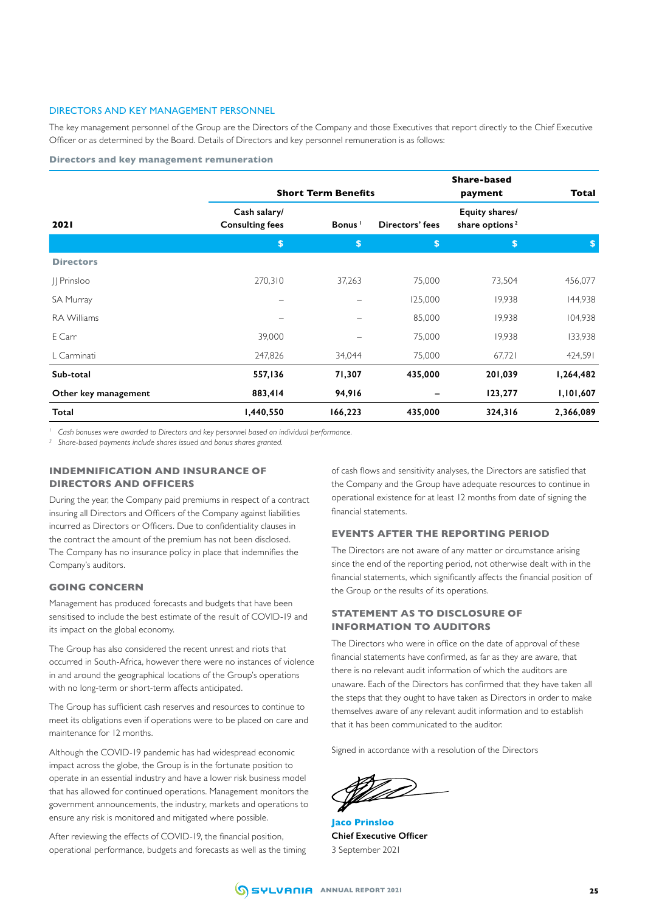## DIRECTORS AND KEY MANAGEMENT PERSONNEL

The key management personnel of the Group are the Directors of the Company and those Executives that report directly to the Chief Executive Officer or as determined by the Board. Details of Directors and key personnel remuneration is as follows:

**Directors and key management remuneration**

| 2021 | Short Term Benefits | | | Share-based payment | Total |
|---|---|---|---|---|---|
| | Cash salary/ Consulting fees | Bonus [1] | Directors' fees | Equity shares/ share options [2] | |
| | $ | $ | $ | $ | $ |
| **Directors** | | | | | |
| JJ Prinsloo | 270,310 | 37,263 | 75,000 | 73,504 | 456,077 |
| SA Murray | – | – | 125,000 | 19,938 | 144,938 |
| RA Williams | – | – | 85,000 | 19,938 | 104,938 |
| E Carr | 39,000 | – | 75,000 | 19,938 | 133,938 |
| L Carminati | 247,826 | 34,044 | 75,000 | 67,721 | 424,591 |
| **Sub-total** | **557,136** | **71,307** | **435,000** | **201,039** | **1,264,482** |
| **Other key management** | **883,414** | **94,916** | **–** | **123,277** | **1,101,607** |
| **Total** | **1,440,550** | **166,223** | **435,000** | **324,316** | **2,366,089** |

[1] *Cash bonuses were awarded to Directors and key personnel based on individual performance.*

[2] *Share-based payments include shares issued and bonus shares granted.*

## INDEMNIFICATION AND INSURANCE OF DIRECTORS AND OFFICERS

During the year, the Company paid premiums in respect of a contract insuring all Directors and Officers of the Company against liabilities incurred as Directors or Officers. Due to confidentiality clauses in the contract the amount of the premium has not been disclosed. The Company has no insurance policy in place that indemnifies the Company's auditors.

## GOING CONCERN

Management has produced forecasts and budgets that have been sensitised to include the best estimate of the result of COVID-19 and its impact on the global economy.

The Group has also considered the recent unrest and riots that occurred in South-Africa, however there were no instances of violence in and around the geographical locations of the Group's operations with no long-term or short-term affects anticipated.

The Group has sufficient cash reserves and resources to continue to meet its obligations even if operations were to be placed on care and maintenance for 12 months.

Although the COVID-19 pandemic has had widespread economic impact across the globe, the Group is in the fortunate position to operate in an essential industry and have a lower risk business model that has allowed for continued operations. Management monitors the government announcements, the industry, markets and operations to ensure any risk is monitored and mitigated where possible.

After reviewing the effects of COVID-19, the financial position, operational performance, budgets and forecasts as well as the timing of cash flows and sensitivity analyses, the Directors are satisfied that the Company and the Group have adequate resources to continue in operational existence for at least 12 months from date of signing the financial statements.

## EVENTS AFTER THE REPORTING PERIOD

The Directors are not aware of any matter or circumstance arising since the end of the reporting period, not otherwise dealt with in the financial statements, which significantly affects the financial position of the Group or the results of its operations.

## STATEMENT AS TO DISCLOSURE OF INFORMATION TO AUDITORS

The Directors who were in office on the date of approval of these financial statements have confirmed, as far as they are aware, that there is no relevant audit information of which the auditors are unaware. Each of the Directors has confirmed that they have taken all the steps that they ought to have taken as Directors in order to make themselves aware of any relevant audit information and to establish that it has been communicated to the auditor.

Signed in accordance with a resolution of the Directors

**Jaco Prinsloo**
**Chief Executive Officer**
3 September 2021